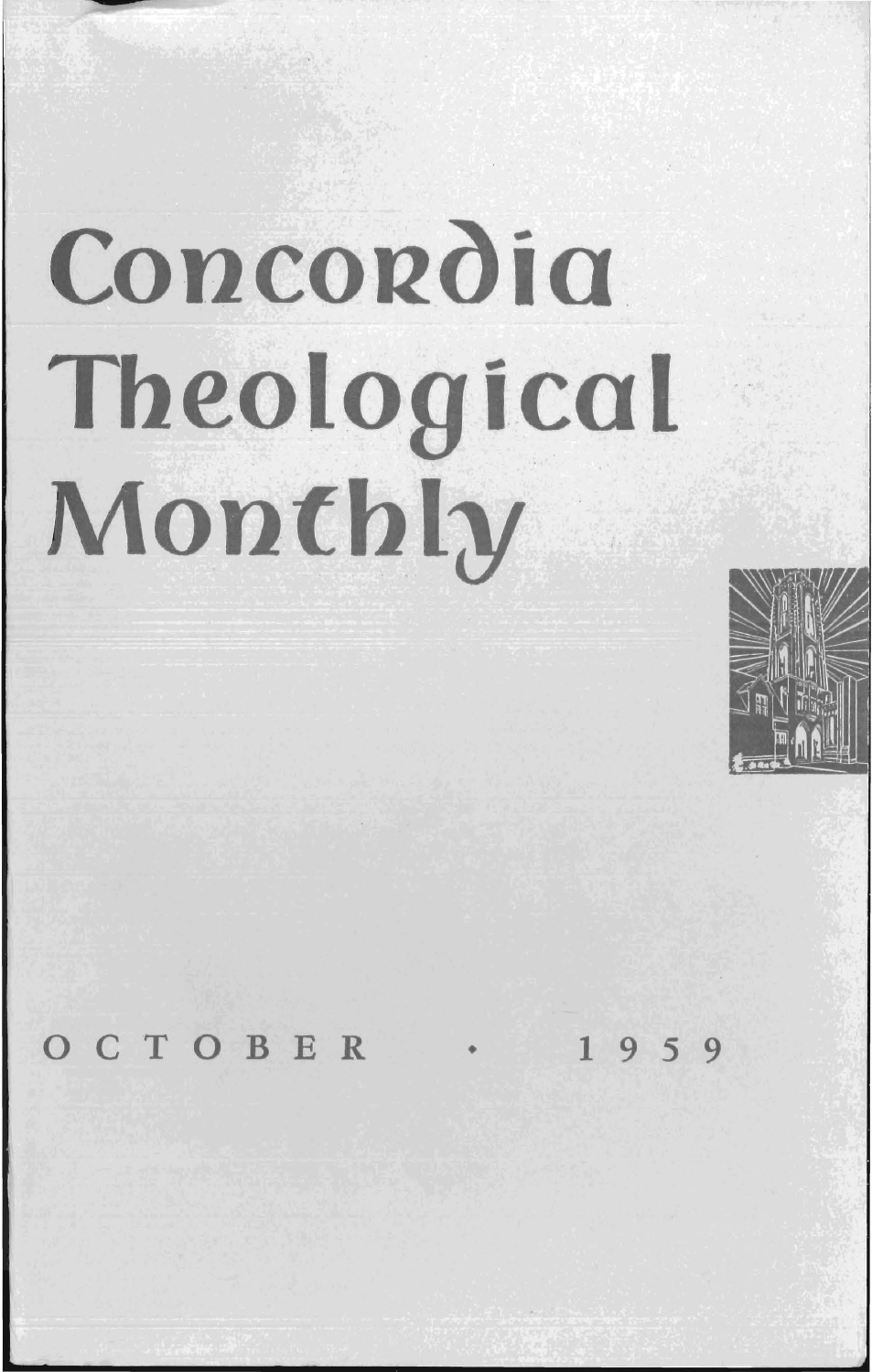# Concordia Theological Monthly

OCTOBER • 1959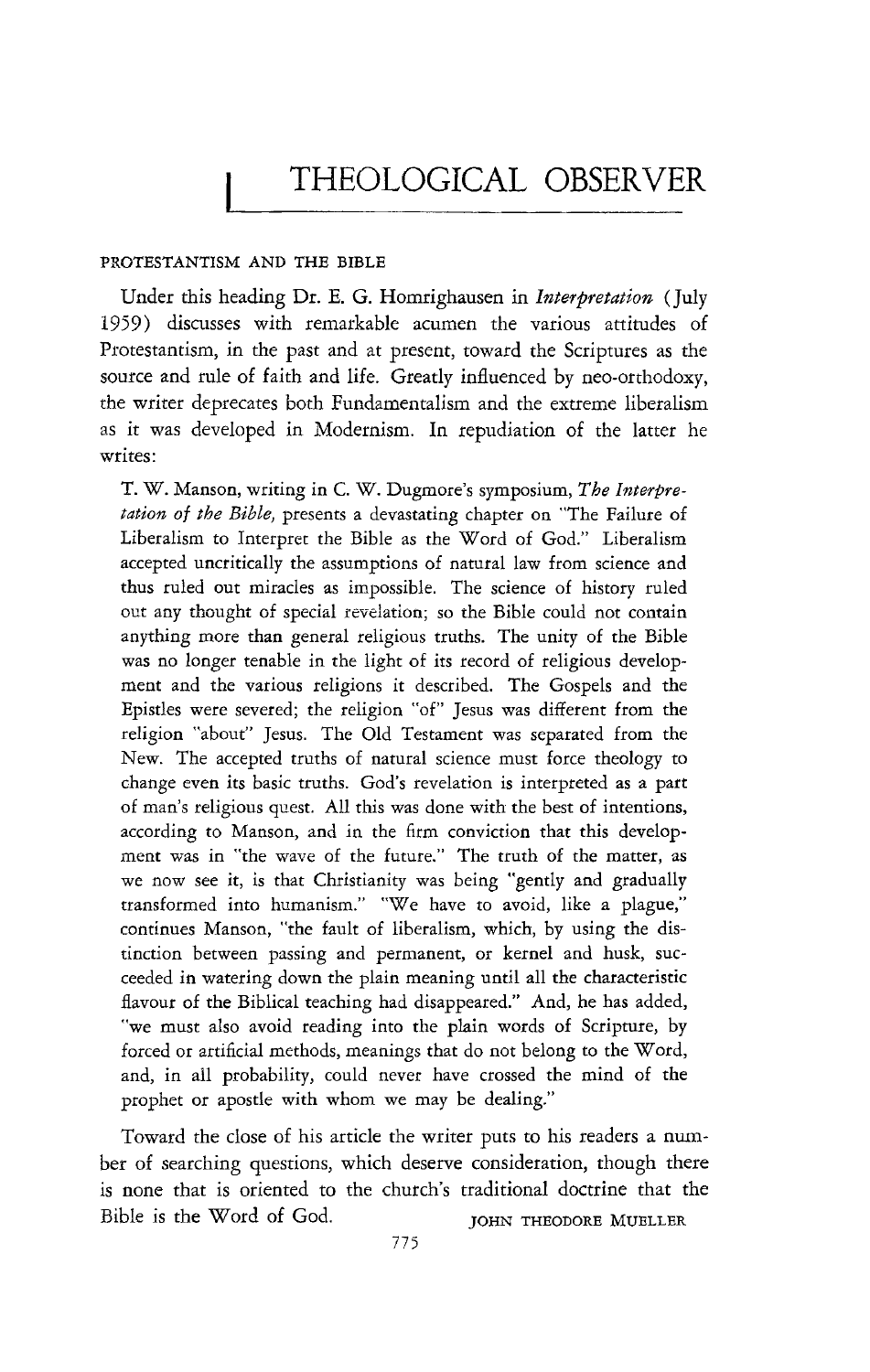# THEOLOGICAL OBSERVER

## PROTESTANTISM AND THE BIBLE

Under this heading Dr. E. G. Homrighausen in *Interpretation* (July 1959) discusses with remarkable acumen the various attitudes of Protestantism, in the past and at present, toward the Scriptures as the source and rule of faith and life. Greatly influenced by neo-orthodoxy, the writer deprecates both Fundamentalism and the extreme liberalism as it was developed in Modernism. In repudiation of the latter he writes:

> T. W. Manson, writing in C. W. Dugmore's symposium, *The Interpretation of the Bible*, presents a devastating chapter on "The Failure of Liberalism to Interpret the Bible as the Word of God." Liberalism accepted uncritically the assumptions of natural law from science and thus ruled out miracles as impossible. The science of history ruled out any thought of special revelation; so the Bible could not contain anything more than general religious truths. The unity of the Bible was no longer tenable in the light of its record of religious development and the various religions it described. The Gospels and the Epistles were severed; the religion "of" Jesus was different from the religion "about" Jesus. The Old Testament was separated from the New. The accepted truths of natural science must force theology to change even its basic truths. God's revelation is interpreted as a part of man's religious quest. All this was done with the best of intentions, according to Manson, and in the firm conviction that this development was in "the wave of the future." The truth of the matter, as we now see it, is that Christianity was being "gently and gradually transformed into humanism." "We have to avoid, like a plague," continues Manson, "the fault of liberalism, which, by using the distinction between passing and permanent, or kernel and husk, succeeded in watering down the plain meaning until all the characteristic flavour of the Biblical teaching had disappeared." And, he has added, "we must also avoid reading into the plain words of Scripture, by forced or artificial methods, meanings that do not belong to the Word, and, in all probability, could never have crossed the mind of the prophet or apostle with whom we may be dealing."

Toward the close of his article the writer puts to his readers a number of searching questions, which deserve consideration, though there is none that is oriented to the church's traditional doctrine that the Bible is the Word of God.

JOHN THEODORE MUELLER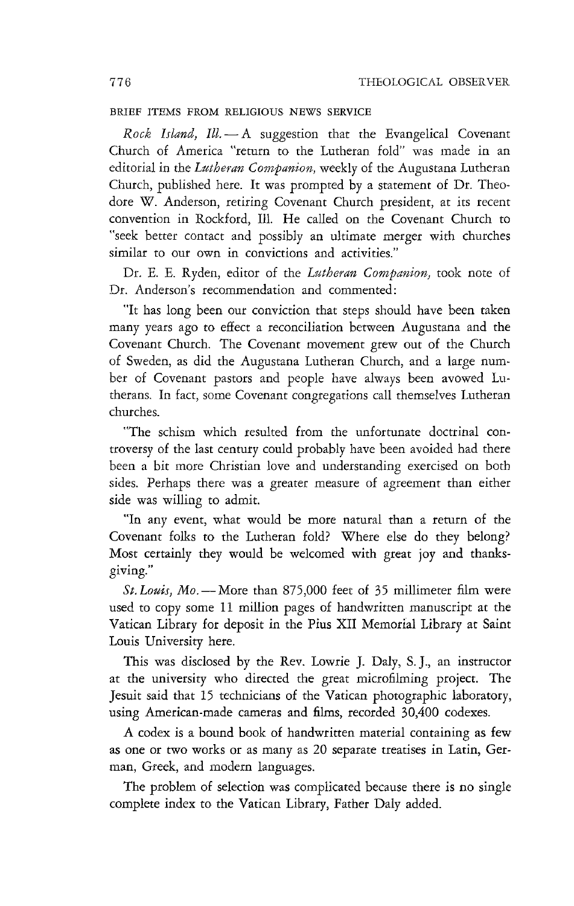BRIEF ITEMS FROM RELIGIOUS NEWS SERVICE

*Rock Island, Ill.* — A suggestion that the Evangelical Covenant Church of America "return to the Lutheran fold" was made in an editorial in the *Lutheran Companion,* weekly of the Augustana Lutheran Church, published here. It was prompted by a statement of Dr. Theodore W. Anderson, retiring Covenant Church president, at its recent convention in Rockford, Ill. He called on the Covenant Church to "seek better contact and possibly an ultimate merger with churches similar to our own in convictions and activities."

Dr. E. E. Ryden, editor of the *Lutheran Companion,* took note of Dr. Anderson's recommendation and commented:

"It has long been our conviction that steps should have been taken many years ago to effect a reconciliation between Augustana and the Covenant Church. The Covenant movement grew out of the Church of Sweden, as did the Augustana Lutheran Church, and a large number of Covenant pastors and people have always been avowed Lutherans. In fact, some Covenant congregations call themselves Lutheran churches.

"The schism which resulted from the unfortunate doctrinal controversy of the last century could probably have been avoided had there been a bit more Christian love and understanding exercised on both sides. Perhaps there was a greater measure of agreement than either side was willing to admit.

"In any event, what would be more natural than a return of the Covenant folks to the Lutheran fold? Where else do they belong? Most certainly they would be welcomed with great joy and thanksgiving."

*St. Louis, Mo.* — More than 875,000 feet of 35 millimeter film were used to copy some 11 million pages of handwritten manuscript at the Vatican Library for deposit in the Pius XII Memorial Library at Saint Louis University here.

This was disclosed by the Rev. Lowrie J. Daly, S. J., an instructor at the university who directed the great microfilming project. The Jesuit said that 15 technicians of the Vatican photographic laboratory, using American-made cameras and films, recorded 30,400 codexes.

A codex is a bound book of handwritten material containing as few as one or two works or as many as 20 separate treatises in Latin, German, Greek, and modern languages.

The problem of selection was complicated because there is no single complete index to the Vatican Library, Father Daly added.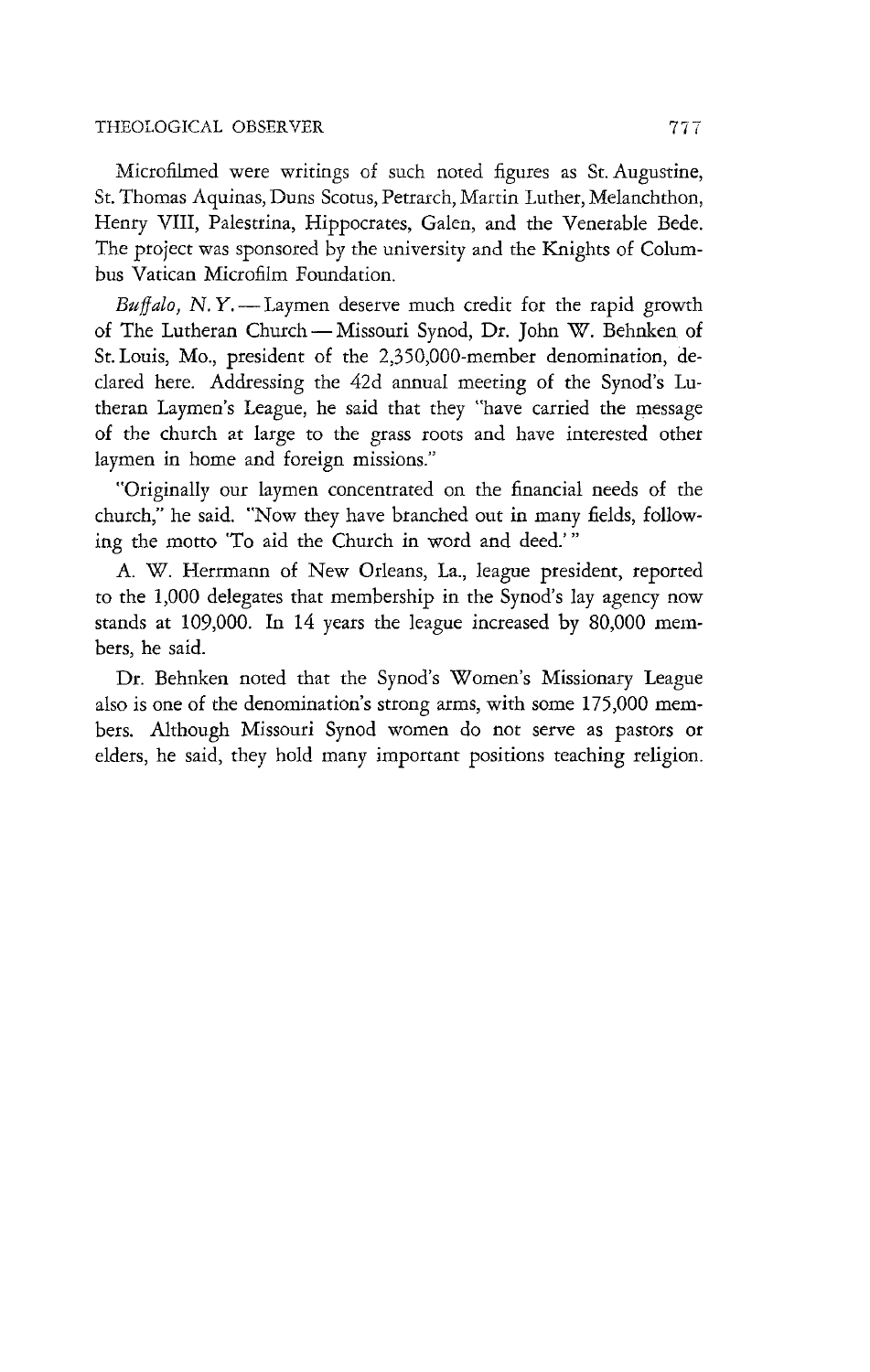Microfilmed were writings of such noted figures as St. Augustine, St. Thomas Aquinas, Duns Scotus, Petrarch, Martin Luther, Melanchthon, Henry VIII, Palestrina, Hippocrates, Galen, and the Venerable Bede. The project was sponsored by the university and the Knights of Columbus Vatican Microfilm Foundation.

*Buffalo, N. Y.* — Laymen deserve much credit for the rapid growth of The Lutheran Church — Missouri Synod, Dr. John W. Behnken of St. Louis, Mo., president of the 2,350,000-member denomination, declared here. Addressing the 42d annual meeting of the Synod's Lutheran Laymen's League, he said that they "have carried the message of the church at large to the grass roots and have interested other laymen in home and foreign missions."

"Originally our laymen concentrated on the financial needs of the church," he said. "Now they have branched out in many fields, following the motto 'To aid the Church in word and deed.'"

A. W. Herrmann of New Orleans, La., league president, reported to the 1,000 delegates that membership in the Synod's lay agency now stands at 109,000. In 14 years the league increased by 80,000 members, he said.

Dr. Behnken noted that the Synod's Women's Missionary League also is one of the denomination's strong arms, with some 175,000 members. Although Missouri Synod women do not serve as pastors or elders, he said, they hold many important positions teaching religion.